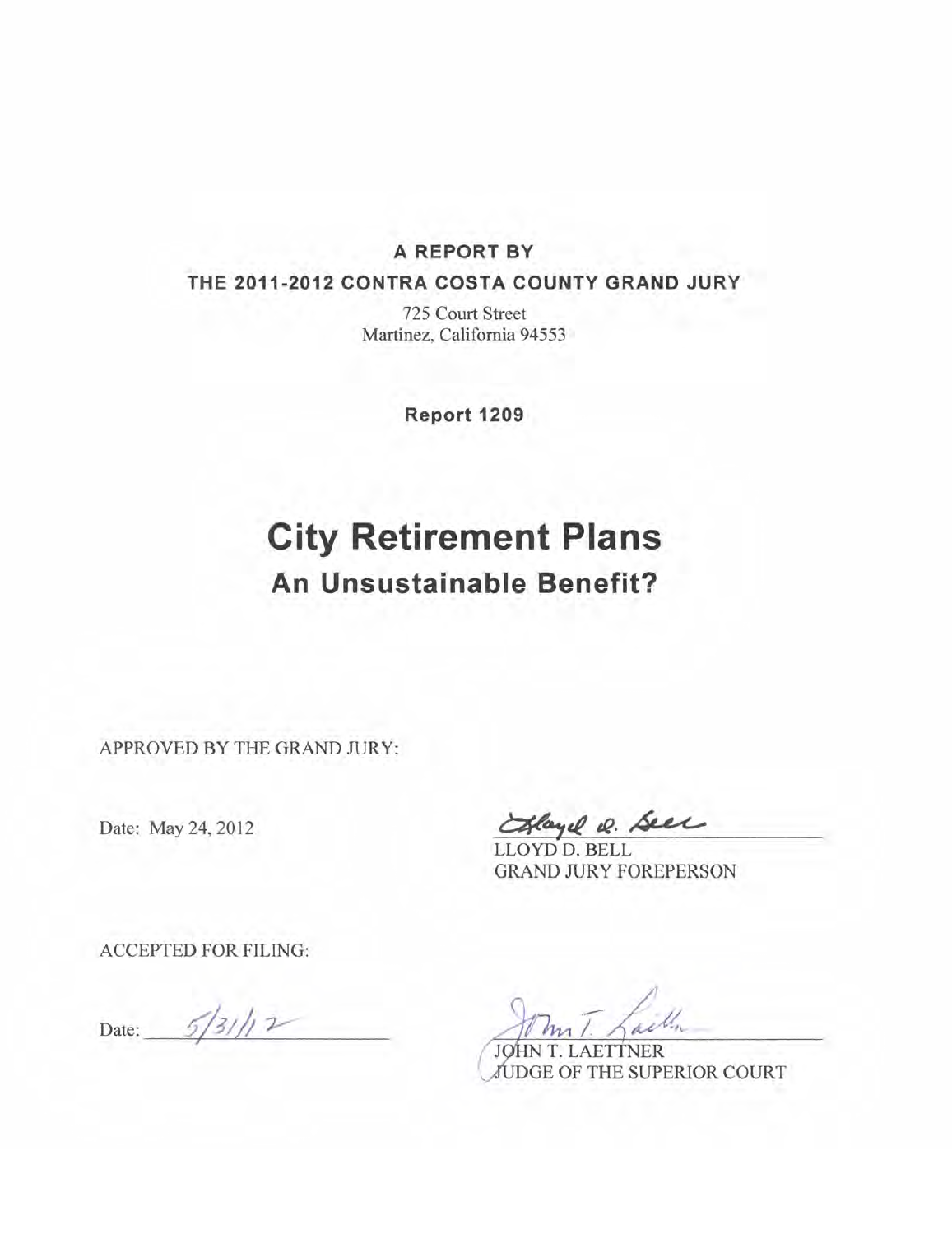**A REPORT BY**

**THE 2011-2012 CONTRA COSTA COUNTY GRAND JURY**

725 Court Street
Martinez, California 94553

**Report 1209**

# City Retirement Plans

## An Unsustainable Benefit?

APPROVED BY THE GRAND JURY:

Date: May 24, 2012

LLOYD D. BELL
GRAND JURY FOREPERSON

ACCEPTED FOR FILING:

Date: 5/31/12

JOHN T. LAETTNER
JUDGE OF THE SUPERIOR COURT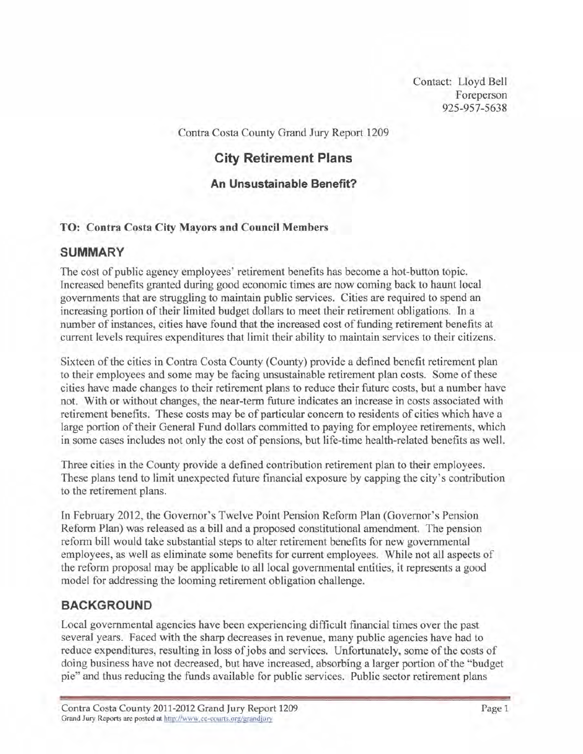Contact: Lloyd Bell
Foreperson
925-957-5638

Contra Costa County Grand Jury Report 1209

# City Retirement Plans

### An Unsustainable Benefit?

**TO: Contra Costa City Mayors and Council Members**

## SUMMARY

The cost of public agency employees' retirement benefits has become a hot-button topic. Increased benefits granted during good economic times are now coming back to haunt local governments that are struggling to maintain public services. Cities are required to spend an increasing portion of their limited budget dollars to meet their retirement obligations. In a number of instances, cities have found that the increased cost of funding retirement benefits at current levels requires expenditures that limit their ability to maintain services to their citizens.

Sixteen of the cities in Contra Costa County (County) provide a defined benefit retirement plan to their employees and some may be facing unsustainable retirement plan costs. Some of these cities have made changes to their retirement plans to reduce their future costs, but a number have not. With or without changes, the near-term future indicates an increase in costs associated with retirement benefits. These costs may be of particular concern to residents of cities which have a large portion of their General Fund dollars committed to paying for employee retirements, which in some cases includes not only the cost of pensions, but life-time health-related benefits as well.

Three cities in the County provide a defined contribution retirement plan to their employees. These plans tend to limit unexpected future financial exposure by capping the city's contribution to the retirement plans.

In February 2012, the Governor's Twelve Point Pension Reform Plan (Governor's Pension Reform Plan) was released as a bill and a proposed constitutional amendment. The pension reform bill would take substantial steps to alter retirement benefits for new governmental employees, as well as eliminate some benefits for current employees. While not all aspects of the reform proposal may be applicable to all local governmental entities, it represents a good model for addressing the looming retirement obligation challenge.

## BACKGROUND

Local governmental agencies have been experiencing difficult financial times over the past several years. Faced with the sharp decreases in revenue, many public agencies have had to reduce expenditures, resulting in loss of jobs and services. Unfortunately, some of the costs of doing business have not decreased, but have increased, absorbing a larger portion of the "budget pie" and thus reducing the funds available for public services. Public sector retirement plans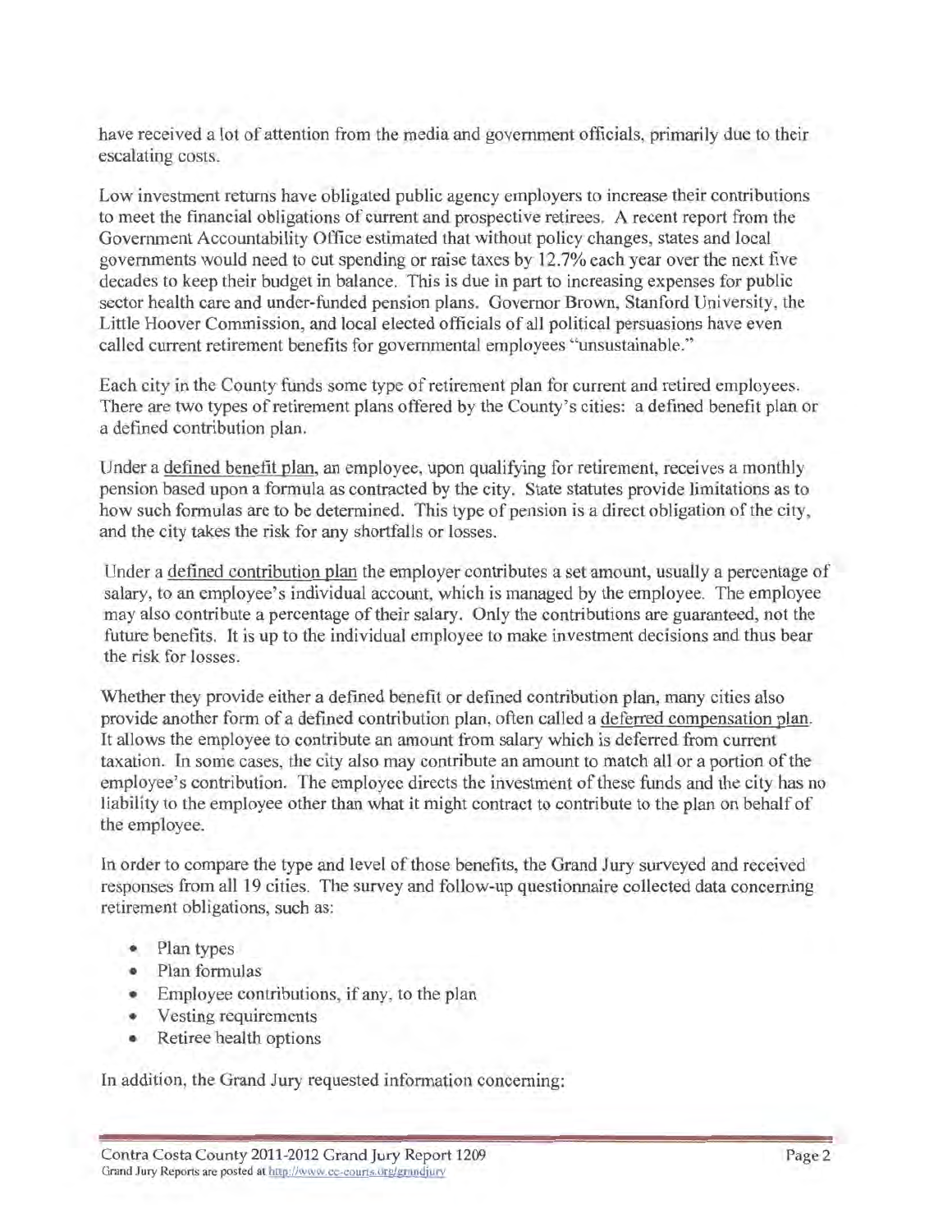have received a lot of attention from the media and government officials, primarily due to their escalating costs.

Low investment returns have obligated public agency employers to increase their contributions to meet the financial obligations of current and prospective retirees. A recent report from the Government Accountability Office estimated that without policy changes, states and local governments would need to cut spending or raise taxes by 12.7% each year over the next five decades to keep their budget in balance. This is due in part to increasing expenses for public sector health care and under-funded pension plans. Governor Brown, Stanford University, the Little Hoover Commission, and local elected officials of all political persuasions have even called current retirement benefits for governmental employees "unsustainable."

Each city in the County funds some type of retirement plan for current and retired employees. There are two types of retirement plans offered by the County's cities: a defined benefit plan or a defined contribution plan.

Under a defined benefit plan, an employee, upon qualifying for retirement, receives a monthly pension based upon a formula as contracted by the city. State statutes provide limitations as to how such formulas are to be determined. This type of pension is a direct obligation of the city, and the city takes the risk for any shortfalls or losses.

Under a defined contribution plan the employer contributes a set amount, usually a percentage of salary, to an employee's individual account, which is managed by the employee. The employee may also contribute a percentage of their salary. Only the contributions are guaranteed, not the future benefits. It is up to the individual employee to make investment decisions and thus bear the risk for losses.

Whether they provide either a defined benefit or defined contribution plan, many cities also provide another form of a defined contribution plan, often called a deferred compensation plan. It allows the employee to contribute an amount from salary which is deferred from current taxation. In some cases, the city also may contribute an amount to match all or a portion of the employee's contribution. The employee directs the investment of these funds and the city has no liability to the employee other than what it might contract to contribute to the plan on behalf of the employee.

In order to compare the type and level of those benefits, the Grand Jury surveyed and received responses from all 19 cities. The survey and follow-up questionnaire collected data concerning retirement obligations, such as:

- Plan types
- Plan formulas
- Employee contributions, if any, to the plan
- Vesting requirements
- Retiree health options

In addition, the Grand Jury requested information concerning: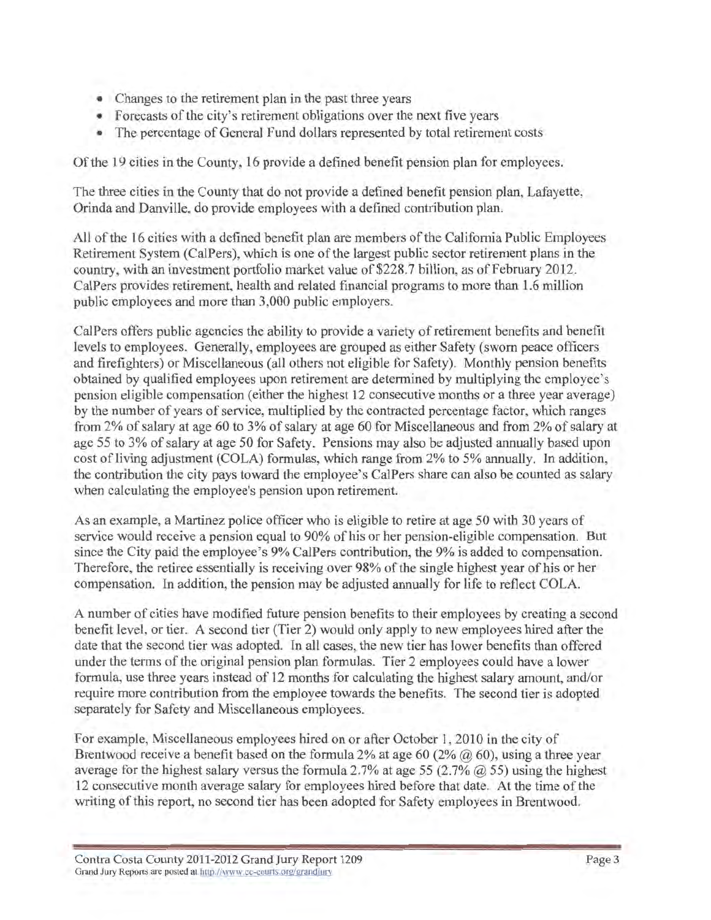- Changes to the retirement plan in the past three years
- Forecasts of the city's retirement obligations over the next five years
- The percentage of General Fund dollars represented by total retirement costs

Of the 19 cities in the County, 16 provide a defined benefit pension plan for employees.

The three cities in the County that do not provide a defined benefit pension plan, Lafayette, Orinda and Danville, do provide employees with a defined contribution plan.

All of the 16 cities with a defined benefit plan are members of the California Public Employees Retirement System (CalPers), which is one of the largest public sector retirement plans in the country, with an investment portfolio market value of $228.7 billion, as of February 2012. CalPers provides retirement, health and related financial programs to more than 1.6 million public employees and more than 3,000 public employers.

CalPers offers public agencies the ability to provide a variety of retirement benefits and benefit levels to employees. Generally, employees are grouped as either Safety (sworn peace officers and firefighters) or Miscellaneous (all others not eligible for Safety). Monthly pension benefits obtained by qualified employees upon retirement are determined by multiplying the employee's pension eligible compensation (either the highest 12 consecutive months or a three year average) by the number of years of service, multiplied by the contracted percentage factor, which ranges from 2% of salary at age 60 to 3% of salary at age 60 for Miscellaneous and from 2% of salary at age 55 to 3% of salary at age 50 for Safety. Pensions may also be adjusted annually based upon cost of living adjustment (COLA) formulas, which range from 2% to 5% annually. In addition, the contribution the city pays toward the employee's CalPers share can also be counted as salary when calculating the employee's pension upon retirement.

As an example, a Martinez police officer who is eligible to retire at age 50 with 30 years of service would receive a pension equal to 90% of his or her pension-eligible compensation. But since the City paid the employee's 9% CalPers contribution, the 9% is added to compensation. Therefore, the retiree essentially is receiving over 98% of the single highest year of his or her compensation. In addition, the pension may be adjusted annually for life to reflect COLA.

A number of cities have modified future pension benefits to their employees by creating a second benefit level, or tier. A second tier (Tier 2) would only apply to new employees hired after the date that the second tier was adopted. In all cases, the new tier has lower benefits than offered under the terms of the original pension plan formulas. Tier 2 employees could have a lower formula, use three years instead of 12 months for calculating the highest salary amount, and/or require more contribution from the employee towards the benefits. The second tier is adopted separately for Safety and Miscellaneous employees.

For example, Miscellaneous employees hired on or after October 1, 2010 in the city of Brentwood receive a benefit based on the formula 2% at age 60 (2% @ 60), using a three year average for the highest salary versus the formula 2.7% at age 55 (2.7% @ 55) using the highest 12 consecutive month average salary for employees hired before that date. At the time of the writing of this report, no second tier has been adopted for Safety employees in Brentwood.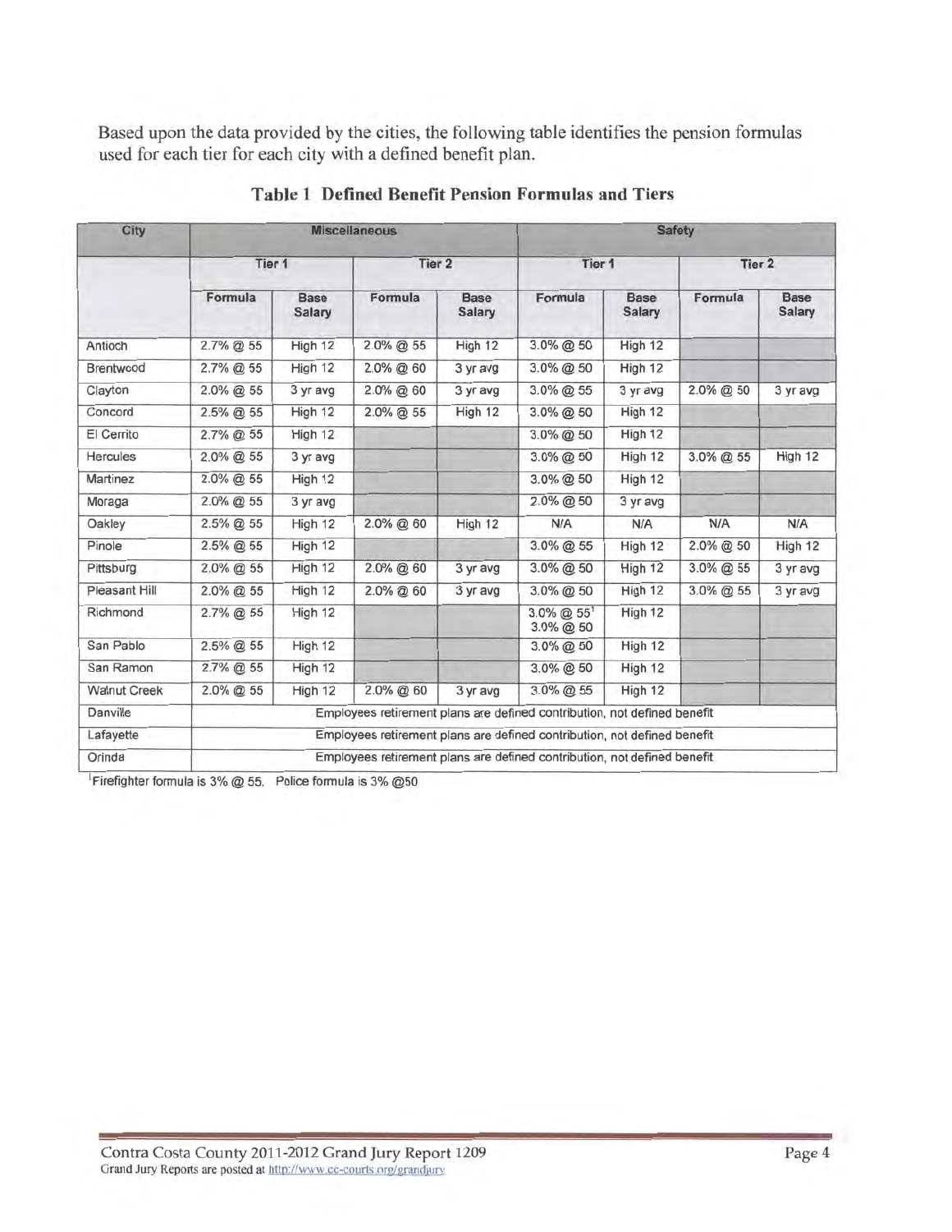Based upon the data provided by the cities, the following table identifies the pension formulas used for each tier for each city with a defined benefit plan.

**Table 1 Defined Benefit Pension Formulas and Tiers**

| City | Miscellaneous | | | | Safety | | | |
|---|---|---|---|---|---|---|---|---|
| | Tier 1 | | Tier 2 | | Tier 1 | | Tier 2 | |
| | Formula | Base Salary | Formula | Base Salary | Formula | Base Salary | Formula | Base Salary |
| Antioch | 2.7% @ 55 | High 12 | 2.0% @ 55 | High 12 | 3.0% @ 50 | High 12 | | |
| Brentwood | 2.7% @ 55 | High 12 | 2.0% @ 60 | 3 yr avg | 3.0% @ 50 | High 12 | | |
| Clayton | 2.0% @ 55 | 3 yr avg | 2.0% @ 60 | 3 yr avg | 3.0% @ 55 | 3 yr avg | 2.0% @ 50 | 3 yr avg |
| Concord | 2.5% @ 55 | High 12 | 2.0% @ 55 | High 12 | 3.0% @ 50 | High 12 | | |
| El Cerrito | 2.7% @ 55 | High 12 | | | 3.0% @ 50 | High 12 | | |
| Hercules | 2.0% @ 55 | 3 yr avg | | | 3.0% @ 50 | High 12 | 3.0% @ 55 | High 12 |
| Martinez | 2.0% @ 55 | High 12 | | | 3.0% @ 50 | High 12 | | |
| Moraga | 2.0% @ 55 | 3 yr avg | | | 2.0% @ 50 | 3 yr avg | | |
| Oakley | 2.5% @ 55 | High 12 | 2.0% @ 60 | High 12 | N/A | N/A | N/A | N/A |
| Pinole | 2.5% @ 55 | High 12 | | | 3.0% @ 55 | High 12 | 2.0% @ 50 | High 12 |
| Pittsburg | 2.0% @ 55 | High 12 | 2.0% @ 60 | 3 yr avg | 3.0% @ 50 | High 12 | 3.0% @ 55 | 3 yr avg |
| Pleasant Hill | 2.0% @ 55 | High 12 | 2.0% @ 60 | 3 yr avg | 3.0% @ 50 | High 12 | 3.0% @ 55 | 3 yr avg |
| Richmond | 2.7% @ 55 | High 12 | | | 3.0% @ 55[1] 3.0% @ 50 | High 12 | | |
| San Pablo | 2.5% @ 55 | High 12 | | | 3.0% @ 50 | High 12 | | |
| San Ramon | 2.7% @ 55 | High 12 | | | 3.0% @ 50 | High 12 | | |
| Walnut Creek | 2.0% @ 55 | High 12 | 2.0% @ 60 | 3 yr avg | 3.0% @ 55 | High 12 | | |
| Danville | Employees retirement plans are defined contribution, not defined benefit | | | | | | | |
| Lafayette | Employees retirement plans are defined contribution, not defined benefit | | | | | | | |
| Orinda | Employees retirement plans are defined contribution, not defined benefit | | | | | | | |

[1]Firefighter formula is 3% @ 55. Police formula is 3% @50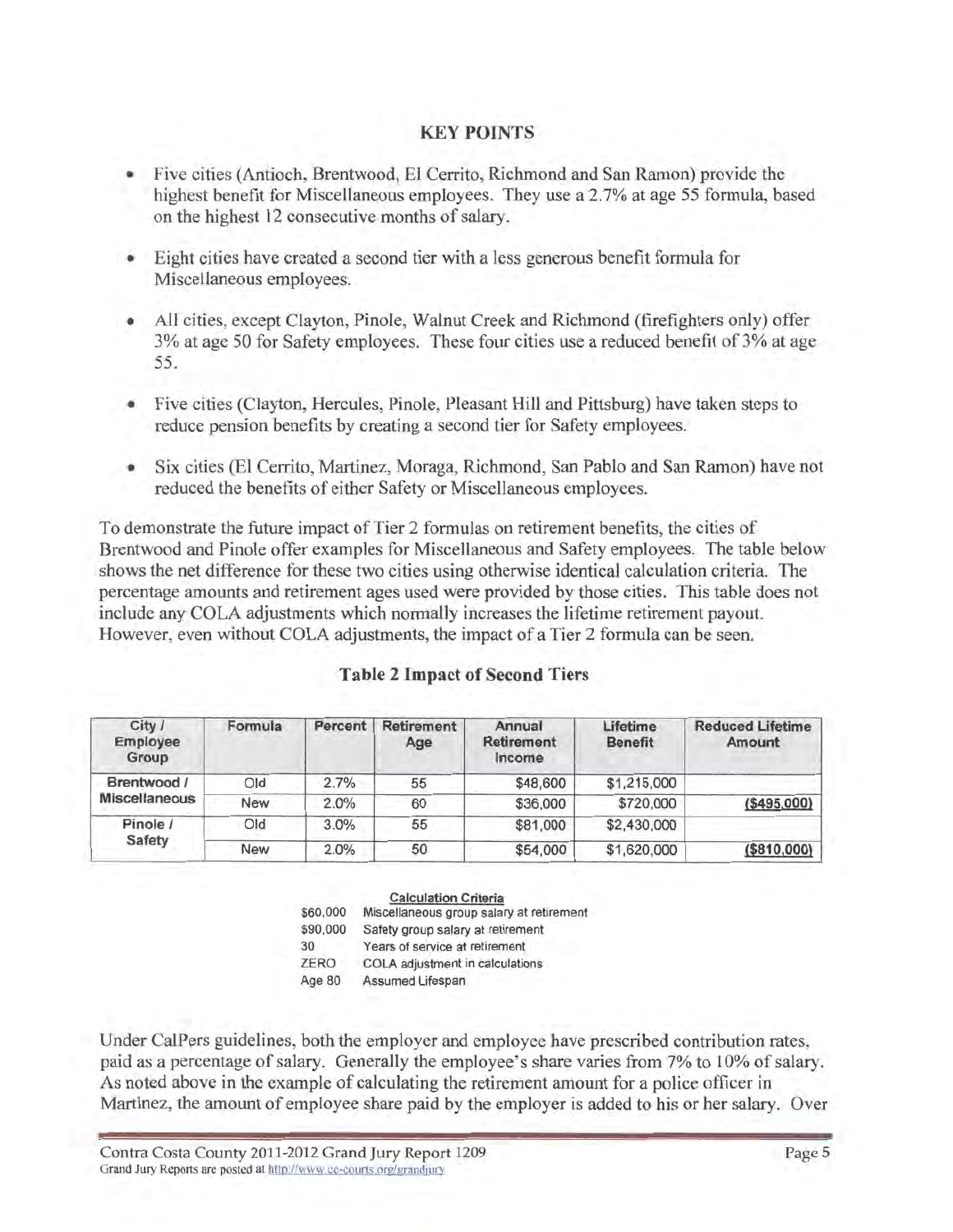## KEY POINTS

- Five cities (Antioch, Brentwood, El Cerrito, Richmond and San Ramon) provide the highest benefit for Miscellaneous employees. They use a 2.7% at age 55 formula, based on the highest 12 consecutive months of salary.
- Eight cities have created a second tier with a less generous benefit formula for Miscellaneous employees.
- All cities, except Clayton, Pinole, Walnut Creek and Richmond (firefighters only) offer 3% at age 50 for Safety employees. These four cities use a reduced benefit of 3% at age 55.
- Five cities (Clayton, Hercules, Pinole, Pleasant Hill and Pittsburg) have taken steps to reduce pension benefits by creating a second tier for Safety employees.
- Six cities (El Cerrito, Martinez, Moraga, Richmond, San Pablo and San Ramon) have not reduced the benefits of either Safety or Miscellaneous employees.

To demonstrate the future impact of Tier 2 formulas on retirement benefits, the cities of Brentwood and Pinole offer examples for Miscellaneous and Safety employees. The table below shows the net difference for these two cities using otherwise identical calculation criteria. The percentage amounts and retirement ages used were provided by those cities. This table does not include any COLA adjustments which normally increases the lifetime retirement payout. However, even without COLA adjustments, the impact of a Tier 2 formula can be seen.

### Table 2 Impact of Second Tiers

| City / Employee Group | Formula | Percent | Retirement Age | Annual Retirement Income | Lifetime Benefit | Reduced Lifetime Amount |
|---|---|---|---|---|---|---|
| **Brentwood / Miscellaneous** | Old | 2.7% | 55 | \$48,600 | \$1,215,000 | |
| | New | 2.0% | 60 | \$36,000 | \$720,000 | **(\$495,000)** |
| **Pinole / Safety** | Old | 3.0% | 55 | \$81,000 | \$2,430,000 | |
| | New | 2.0% | 50 | \$54,000 | \$1,620,000 | **(\$810,000)** |

**Calculation Criteria**

| | |
|---|---|
| \$60,000 | Miscellaneous group salary at retirement |
| \$90,000 | Safety group salary at retirement |
| 30 | Years of service at retirement |
| ZERO | COLA adjustment in calculations |
| Age 80 | Assumed Lifespan |

Under CalPers guidelines, both the employer and employee have prescribed contribution rates, paid as a percentage of salary. Generally the employee's share varies from 7% to 10% of salary. As noted above in the example of calculating the retirement amount for a police officer in Martinez, the amount of employee share paid by the employer is added to his or her salary. Over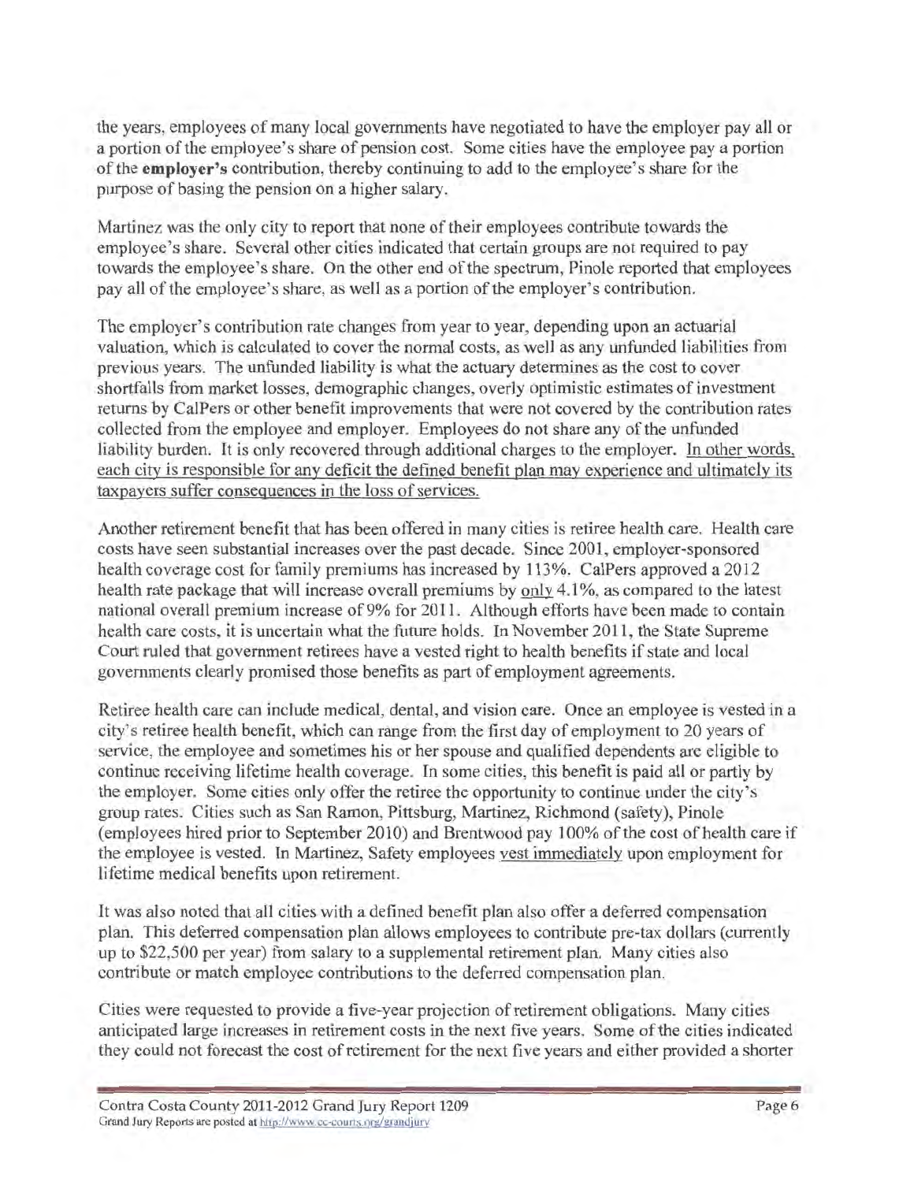the years, employees of many local governments have negotiated to have the employer pay all or a portion of the employee's share of pension cost. Some cities have the employee pay a portion of the **employer's** contribution, thereby continuing to add to the employee's share for the purpose of basing the pension on a higher salary.

Martinez was the only city to report that none of their employees contribute towards the employee's share. Several other cities indicated that certain groups are not required to pay towards the employee's share. On the other end of the spectrum, Pinole reported that employees pay all of the employee's share, as well as a portion of the employer's contribution.

The employer's contribution rate changes from year to year, depending upon an actuarial valuation, which is calculated to cover the normal costs, as well as any unfunded liabilities from previous years. The unfunded liability is what the actuary determines as the cost to cover shortfalls from market losses, demographic changes, overly optimistic estimates of investment returns by CalPers or other benefit improvements that were not covered by the contribution rates collected from the employee and employer. Employees do not share any of the unfunded liability burden. It is only recovered through additional charges to the employer. <u>In other words, each city is responsible for any deficit the defined benefit plan may experience and ultimately its taxpayers suffer consequences in the loss of services.</u>

Another retirement benefit that has been offered in many cities is retiree health care. Health care costs have seen substantial increases over the past decade. Since 2001, employer-sponsored health coverage cost for family premiums has increased by 113%. CalPers approved a 2012 health rate package that will increase overall premiums by <u>only</u> 4.1%, as compared to the latest national overall premium increase of 9% for 2011. Although efforts have been made to contain health care costs, it is uncertain what the future holds. In November 2011, the State Supreme Court ruled that government retirees have a vested right to health benefits if state and local governments clearly promised those benefits as part of employment agreements.

Retiree health care can include medical, dental, and vision care. Once an employee is vested in a city's retiree health benefit, which can range from the first day of employment to 20 years of service, the employee and sometimes his or her spouse and qualified dependents are eligible to continue receiving lifetime health coverage. In some cities, this benefit is paid all or partly by the employer. Some cities only offer the retiree the opportunity to continue under the city's group rates. Cities such as San Ramon, Pittsburg, Martinez, Richmond (safety), Pinole (employees hired prior to September 2010) and Brentwood pay 100% of the cost of health care if the employee is vested. In Martinez, Safety employees <u>vest immediately</u> upon employment for lifetime medical benefits upon retirement.

It was also noted that all cities with a defined benefit plan also offer a deferred compensation plan. This deferred compensation plan allows employees to contribute pre-tax dollars (currently up to $22,500 per year) from salary to a supplemental retirement plan. Many cities also contribute or match employee contributions to the deferred compensation plan.

Cities were requested to provide a five-year projection of retirement obligations. Many cities anticipated large increases in retirement costs in the next five years. Some of the cities indicated they could not forecast the cost of retirement for the next five years and either provided a shorter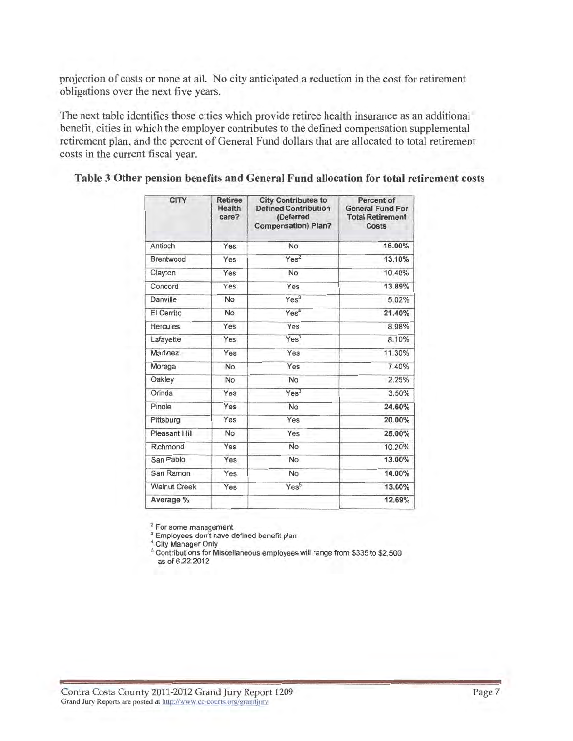projection of costs or none at all. No city anticipated a reduction in the cost for retirement obligations over the next five years.

The next table identifies those cities which provide retiree health insurance as an additional benefit, cities in which the employer contributes to the defined compensation supplemental retirement plan, and the percent of General Fund dollars that are allocated to total retirement costs in the current fiscal year.

**Table 3 Other pension benefits and General Fund allocation for total retirement costs**

| CITY | Retiree Health care? | City Contributes to Defined Contribution (Deferred Compensation) Plan? | Percent of General Fund For Total Retirement Costs |
|---|---|---|---|
| Antioch | Yes | No | **16.00%** |
| Brentwood | Yes | Yes[2] | **13.10%** |
| Clayton | Yes | No | 10.40% |
| Concord | Yes | Yes | **13.89%** |
| Danville | No | Yes[3] | 5.02% |
| El Cerrito | No | Yes[4] | **21.40%** |
| Hercules | Yes | Yes | 8.98% |
| Lafayette | Yes | Yes[3] | 8.10% |
| Martinez | Yes | Yes | 11.30% |
| Moraga | No | Yes | 7.40% |
| Oakley | No | No | 2.25% |
| Orinda | Yes | Yes[3] | 3.50% |
| Pinole | Yes | No | **24.60%** |
| Pittsburg | Yes | Yes | **20.00%** |
| Pleasant Hill | No | Yes | **25.00%** |
| Richmond | Yes | No | 10.20% |
| San Pablo | Yes | No | **13.00%** |
| San Ramon | Yes | No | **14.00%** |
| Walnut Creek | Yes | Yes[5] | **13.00%** |
| **Average %** | | | **12.69%** |

[2] For some management
[3] Employees don't have defined benefit plan
[4] City Manager Only
[5] Contributions for Miscellaneous employees will range from $335 to $2,500 as of 6.22.2012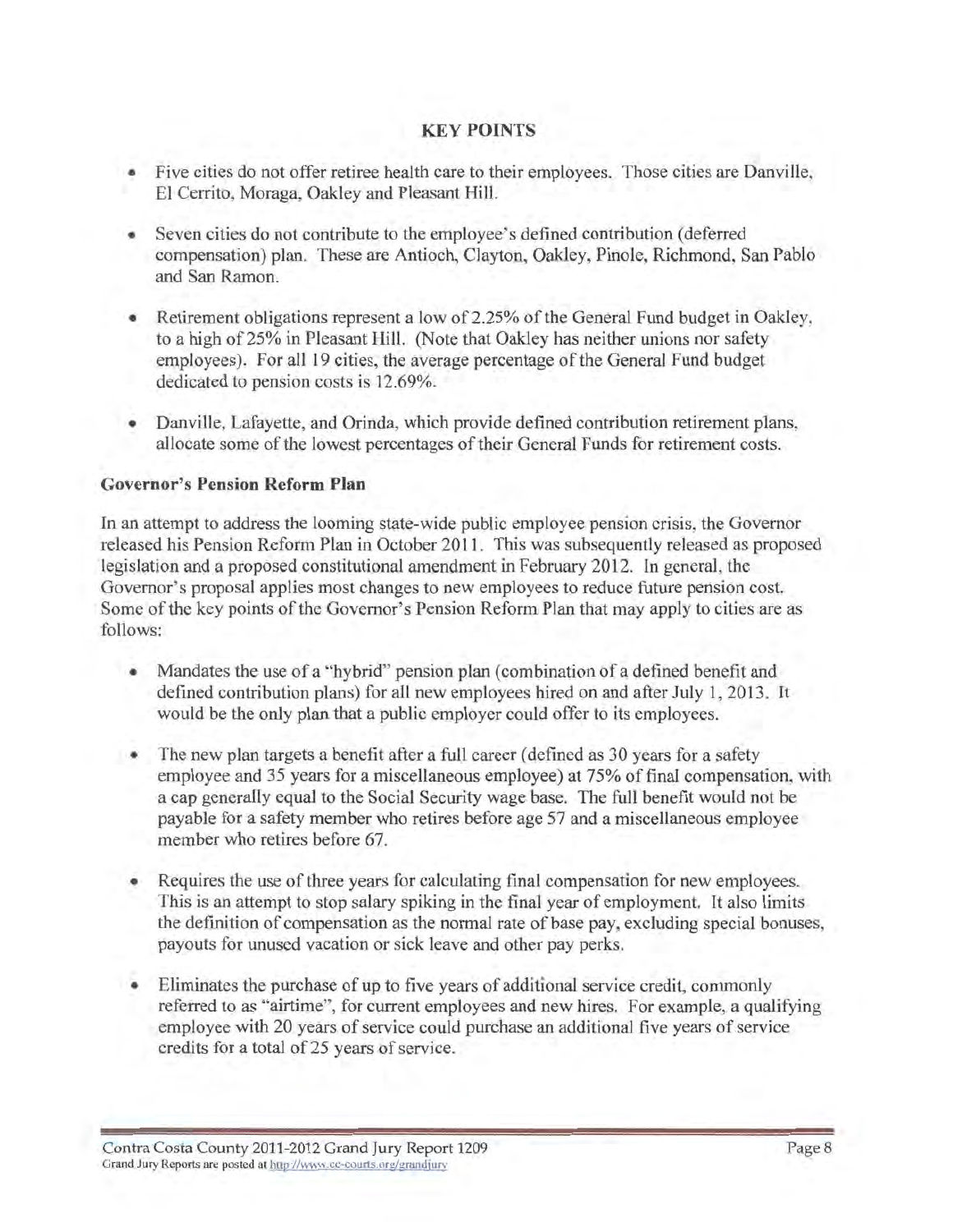## KEY POINTS

- Five cities do not offer retiree health care to their employees. Those cities are Danville, El Cerrito, Moraga, Oakley and Pleasant Hill.
- Seven cities do not contribute to the employee's defined contribution (deferred compensation) plan. These are Antioch, Clayton, Oakley, Pinole, Richmond, San Pablo and San Ramon.
- Retirement obligations represent a low of 2.25% of the General Fund budget in Oakley, to a high of 25% in Pleasant Hill. (Note that Oakley has neither unions nor safety employees). For all 19 cities, the average percentage of the General Fund budget dedicated to pension costs is 12.69%.
- Danville, Lafayette, and Orinda, which provide defined contribution retirement plans, allocate some of the lowest percentages of their General Funds for retirement costs.

### Governor's Pension Reform Plan

In an attempt to address the looming state-wide public employee pension crisis, the Governor released his Pension Reform Plan in October 2011. This was subsequently released as proposed legislation and a proposed constitutional amendment in February 2012. In general, the Governor's proposal applies most changes to new employees to reduce future pension cost. Some of the key points of the Governor's Pension Reform Plan that may apply to cities are as follows:

- Mandates the use of a "hybrid" pension plan (combination of a defined benefit and defined contribution plans) for all new employees hired on and after July 1, 2013. It would be the only plan that a public employer could offer to its employees.
- The new plan targets a benefit after a full career (defined as 30 years for a safety employee and 35 years for a miscellaneous employee) at 75% of final compensation, with a cap generally equal to the Social Security wage base. The full benefit would not be payable for a safety member who retires before age 57 and a miscellaneous employee member who retires before 67.
- Requires the use of three years for calculating final compensation for new employees. This is an attempt to stop salary spiking in the final year of employment. It also limits the definition of compensation as the normal rate of base pay, excluding special bonuses, payouts for unused vacation or sick leave and other pay perks.
- Eliminates the purchase of up to five years of additional service credit, commonly referred to as "airtime", for current employees and new hires. For example, a qualifying employee with 20 years of service could purchase an additional five years of service credits for a total of 25 years of service.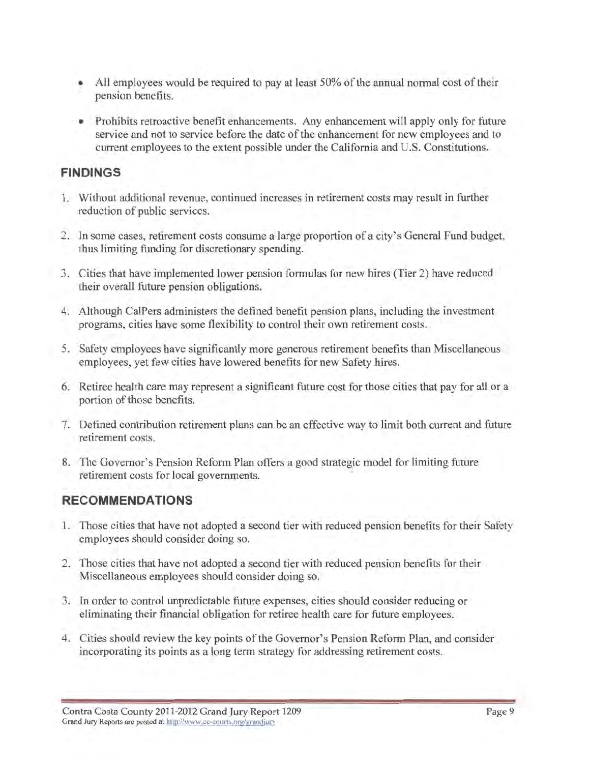- All employees would be required to pay at least 50% of the annual normal cost of their pension benefits.
- Prohibits retroactive benefit enhancements. Any enhancement will apply only for future service and not to service before the date of the enhancement for new employees and to current employees to the extent possible under the California and U.S. Constitutions.

## FINDINGS

1. Without additional revenue, continued increases in retirement costs may result in further reduction of public services.
2. In some cases, retirement costs consume a large proportion of a city's General Fund budget, thus limiting funding for discretionary spending.
3. Cities that have implemented lower pension formulas for new hires (Tier 2) have reduced their overall future pension obligations.
4. Although CalPers administers the defined benefit pension plans, including the investment programs, cities have some flexibility to control their own retirement costs.
5. Safety employees have significantly more generous retirement benefits than Miscellaneous employees, yet few cities have lowered benefits for new Safety hires.
6. Retiree health care may represent a significant future cost for those cities that pay for all or a portion of those benefits.
7. Defined contribution retirement plans can be an effective way to limit both current and future retirement costs.
8. The Governor's Pension Reform Plan offers a good strategic model for limiting future retirement costs for local governments.

## RECOMMENDATIONS

1. Those cities that have not adopted a second tier with reduced pension benefits for their Safety employees should consider doing so.
2. Those cities that have not adopted a second tier with reduced pension benefits for their Miscellaneous employees should consider doing so.
3. In order to control unpredictable future expenses, cities should consider reducing or eliminating their financial obligation for retiree health care for future employees.
4. Cities should review the key points of the Governor's Pension Reform Plan, and consider incorporating its points as a long term strategy for addressing retirement costs.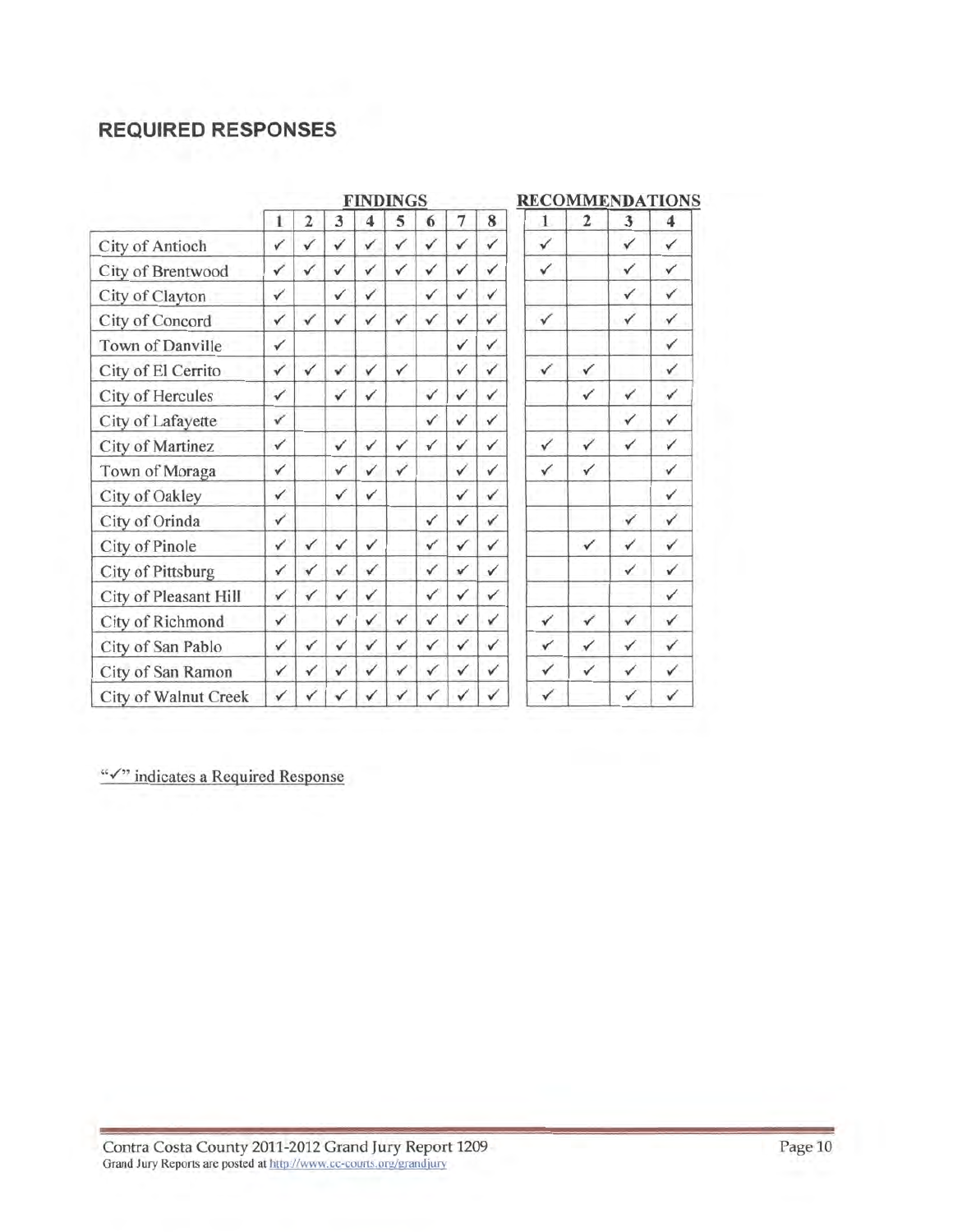## REQUIRED RESPONSES

| | FINDINGS | | | | | | | | RECOMMENDATIONS | | | |
|---|---|---|---|---|---|---|---|---|---|---|---|---|
| | 1 | 2 | 3 | 4 | 5 | 6 | 7 | 8 | 1 | 2 | 3 | 4 |
| City of Antioch | ✓ | ✓ | ✓ | ✓ | ✓ | ✓ | ✓ | ✓ | ✓ | | ✓ | ✓ |
| City of Brentwood | ✓ | ✓ | ✓ | ✓ | ✓ | ✓ | ✓ | ✓ | ✓ | | ✓ | ✓ |
| City of Clayton | ✓ | | ✓ | ✓ | | ✓ | ✓ | ✓ | | | ✓ | ✓ |
| City of Concord | ✓ | ✓ | ✓ | ✓ | ✓ | ✓ | ✓ | ✓ | ✓ | | ✓ | ✓ |
| Town of Danville | ✓ | | | | | | ✓ | ✓ | | | | ✓ |
| City of El Cerrito | ✓ | ✓ | ✓ | ✓ | ✓ | | ✓ | ✓ | ✓ | ✓ | | ✓ |
| City of Hercules | ✓ | | ✓ | ✓ | | ✓ | ✓ | ✓ | | ✓ | ✓ | ✓ |
| City of Lafayette | ✓ | | | | | ✓ | ✓ | ✓ | | | ✓ | ✓ |
| City of Martinez | ✓ | | ✓ | ✓ | ✓ | ✓ | ✓ | ✓ | ✓ | ✓ | ✓ | ✓ |
| Town of Moraga | ✓ | | ✓ | ✓ | ✓ | | ✓ | ✓ | ✓ | ✓ | | ✓ |
| City of Oakley | ✓ | | ✓ | ✓ | | | ✓ | ✓ | | | | ✓ |
| City of Orinda | ✓ | | | | | ✓ | ✓ | ✓ | | | ✓ | ✓ |
| City of Pinole | ✓ | ✓ | ✓ | ✓ | | ✓ | ✓ | ✓ | | ✓ | ✓ | ✓ |
| City of Pittsburg | ✓ | ✓ | ✓ | ✓ | | ✓ | ✓ | ✓ | | | ✓ | ✓ |
| City of Pleasant Hill | ✓ | ✓ | ✓ | ✓ | | ✓ | ✓ | ✓ | | | | ✓ |
| City of Richmond | ✓ | | ✓ | ✓ | ✓ | ✓ | ✓ | ✓ | ✓ | ✓ | ✓ | ✓ |
| City of San Pablo | ✓ | ✓ | ✓ | ✓ | ✓ | ✓ | ✓ | ✓ | ✓ | ✓ | ✓ | ✓ |
| City of San Ramon | ✓ | ✓ | ✓ | ✓ | ✓ | ✓ | ✓ | ✓ | ✓ | ✓ | ✓ | ✓ |
| City of Walnut Creek | ✓ | ✓ | ✓ | ✓ | ✓ | ✓ | ✓ | ✓ | ✓ | | ✓ | ✓ |

"✓" indicates a Required Response